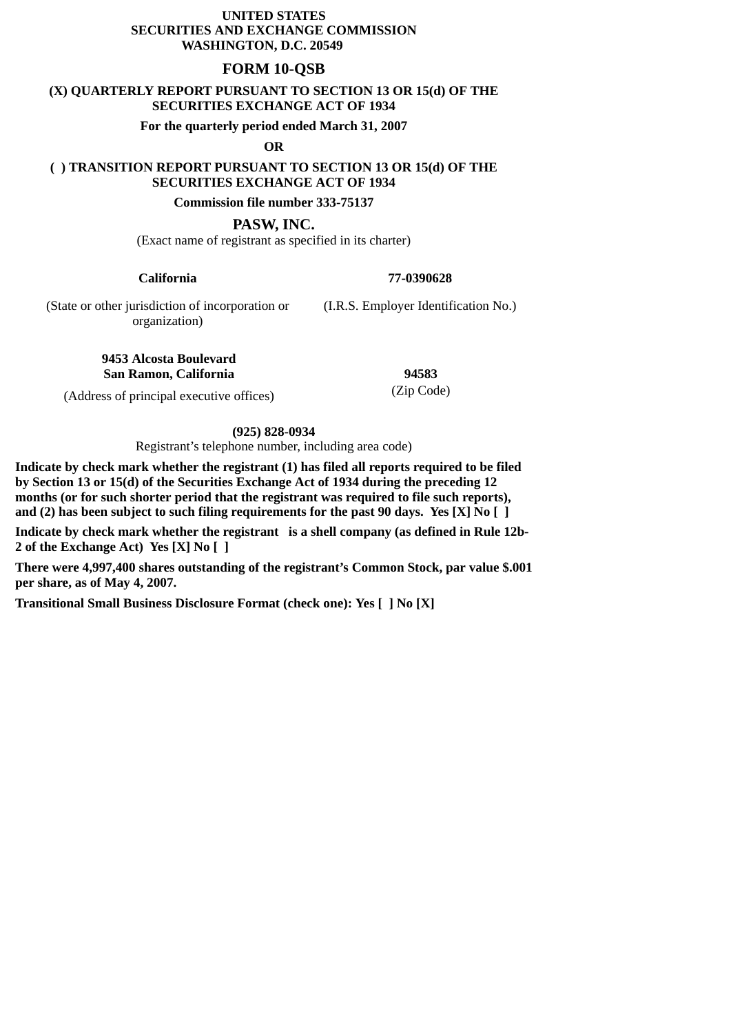**UNITED STATES**
**SECURITIES AND EXCHANGE COMMISSION**
**WASHINGTON, D.C. 20549**

# FORM 10-QSB

**(X) QUARTERLY REPORT PURSUANT TO SECTION 13 OR 15(d) OF THE SECURITIES EXCHANGE ACT OF 1934**

**For the quarterly period ended March 31, 2007**

**OR**

**( ) TRANSITION REPORT PURSUANT TO SECTION 13 OR 15(d) OF THE SECURITIES EXCHANGE ACT OF 1934**

**Commission file number 333-75137**

## PASW, INC.

(Exact name of registrant as specified in its charter)

| **California** | **77-0390628** |
|---|---|
| (State or other jurisdiction of incorporation or organization) | (I.R.S. Employer Identification No.) |

| **9453 Alcosta Boulevard San Ramon, California** | **94583** |
|---|---|
| (Address of principal executive offices) | (Zip Code) |

**(925) 828-0934**
Registrant's telephone number, including area code)

**Indicate by check mark whether the registrant (1) has filed all reports required to be filed by Section 13 or 15(d) of the Securities Exchange Act of 1934 during the preceding 12 months (or for such shorter period that the registrant was required to file such reports), and (2) has been subject to such filing requirements for the past 90 days. Yes [X] No [ ]**

**Indicate by check mark whether the registrant is a shell company (as defined in Rule 12b-2 of the Exchange Act) Yes [X] No [ ]**

**There were 4,997,400 shares outstanding of the registrant's Common Stock, par value $.001 per share, as of May 4, 2007.**

**Transitional Small Business Disclosure Format (check one): Yes [ ] No [X]**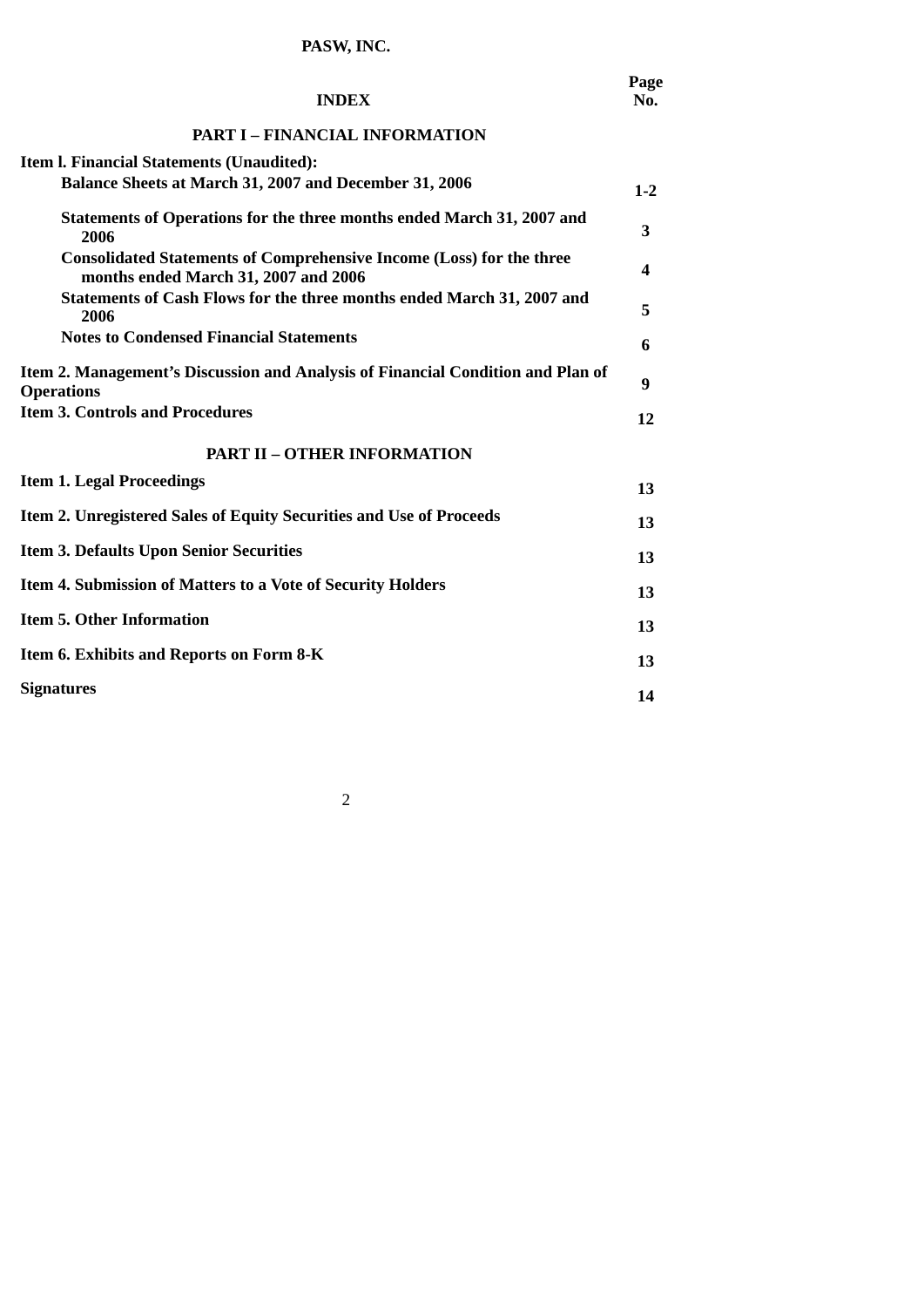**PASW, INC.**

| **INDEX** | **Page No.** |
|---|---|
| **PART I – FINANCIAL INFORMATION** | |
| **Item l. Financial Statements (Unaudited):** | |
| **Balance Sheets at March 31, 2007 and December 31, 2006** | **1-2** |
| **Statements of Operations for the three months ended March 31, 2007 and 2006** | **3** |
| **Consolidated Statements of Comprehensive Income (Loss) for the three months ended March 31, 2007 and 2006** | **4** |
| **Statements of Cash Flows for the three months ended March 31, 2007 and 2006** | **5** |
| **Notes to Condensed Financial Statements** | **6** |
| **Item 2. Management's Discussion and Analysis of Financial Condition and Plan of Operations** | **9** |
| **Item 3. Controls and Procedures** | **12** |
| **PART II – OTHER INFORMATION** | |
| **Item 1. Legal Proceedings** | **13** |
| **Item 2. Unregistered Sales of Equity Securities and Use of Proceeds** | **13** |
| **Item 3. Defaults Upon Senior Securities** | **13** |
| **Item 4. Submission of Matters to a Vote of Security Holders** | **13** |
| **Item 5. Other Information** | **13** |
| **Item 6. Exhibits and Reports on Form 8-K** | **13** |
| **Signatures** | **14** |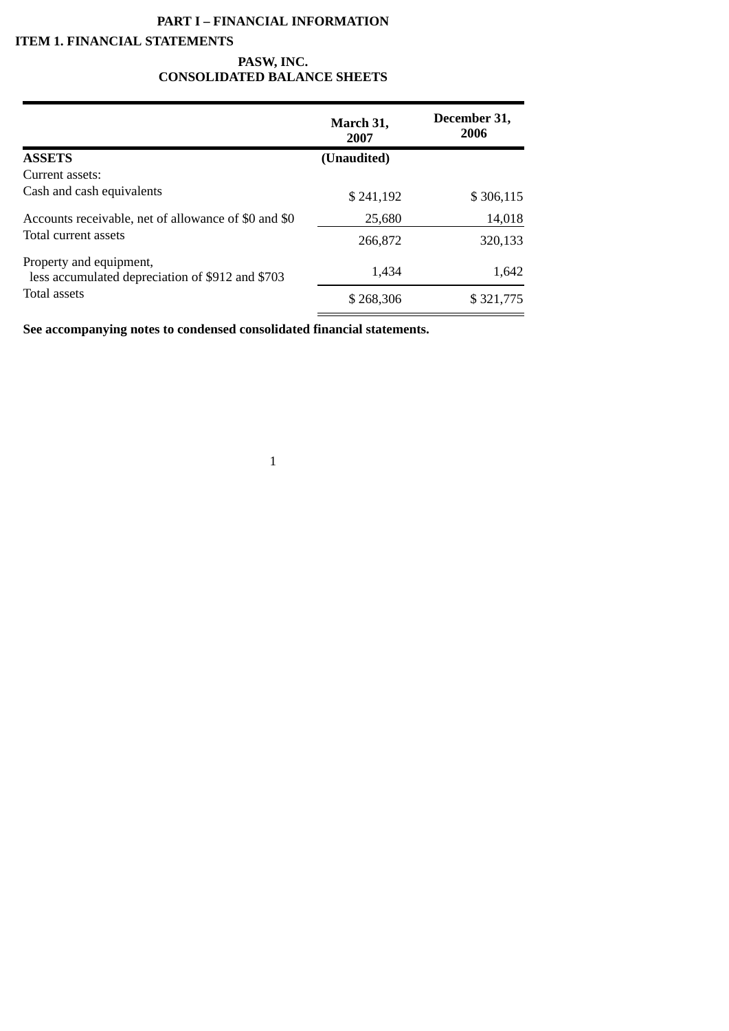# PART I – FINANCIAL INFORMATION

## ITEM 1. FINANCIAL STATEMENTS

### PASW, INC.
### CONSOLIDATED BALANCE SHEETS

| | March 31, 2007 | December 31, 2006 |
|---|---|---|
| **ASSETS** | **(Unaudited)** | |
| Current assets: | | |
| Cash and cash equivalents | $ 241,192 | $ 306,115 |
| Accounts receivable, net of allowance of $0 and $0 | 25,680 | 14,018 |
| Total current assets | 266,872 | 320,133 |
| Property and equipment, less accumulated depreciation of $912 and $703 | 1,434 | 1,642 |
| Total assets | $ 268,306 | $ 321,775 |

**See accompanying notes to condensed consolidated financial statements.**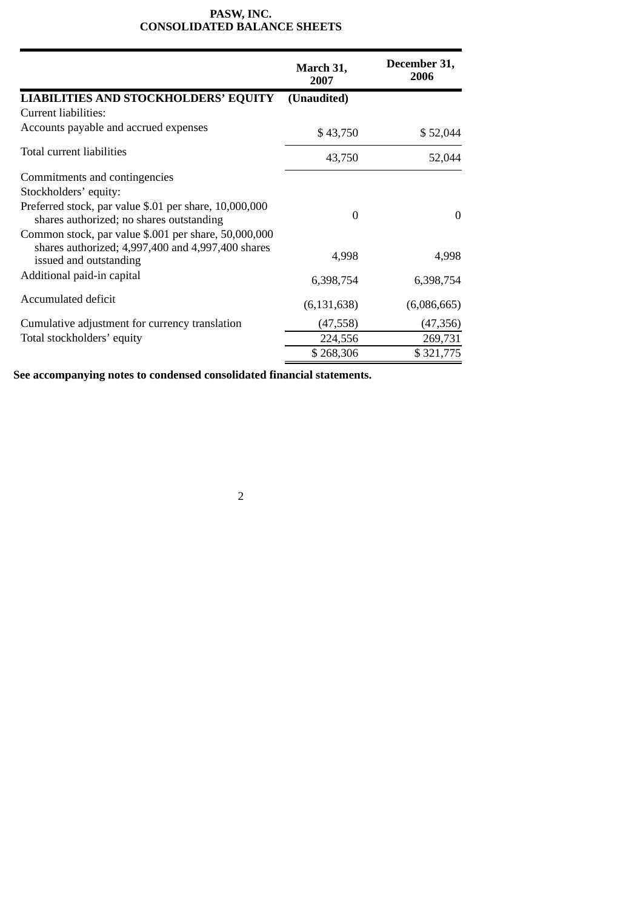**PASW, INC.**
**CONSOLIDATED BALANCE SHEETS**

| | March 31, 2007 | December 31, 2006 |
|---|---|---|
| **LIABILITIES AND STOCKHOLDERS' EQUITY** | **(Unaudited)** | |
| Current liabilities: | | |
| Accounts payable and accrued expenses | $ 43,750 | $ 52,044 |
| Total current liabilities | 43,750 | 52,044 |
| Commitments and contingencies | | |
| Stockholders' equity: | | |
| Preferred stock, par value $.01 per share, 10,000,000 shares authorized; no shares outstanding | 0 | 0 |
| Common stock, par value $.001 per share, 50,000,000 shares authorized; 4,997,400 and 4,997,400 shares issued and outstanding | 4,998 | 4,998 |
| Additional paid-in capital | 6,398,754 | 6,398,754 |
| Accumulated deficit | (6,131,638) | (6,086,665) |
| Cumulative adjustment for currency translation | (47,558) | (47,356) |
| Total stockholders' equity | 224,556 | 269,731 |
| | $ 268,306 | $ 321,775 |

**See accompanying notes to condensed consolidated financial statements.**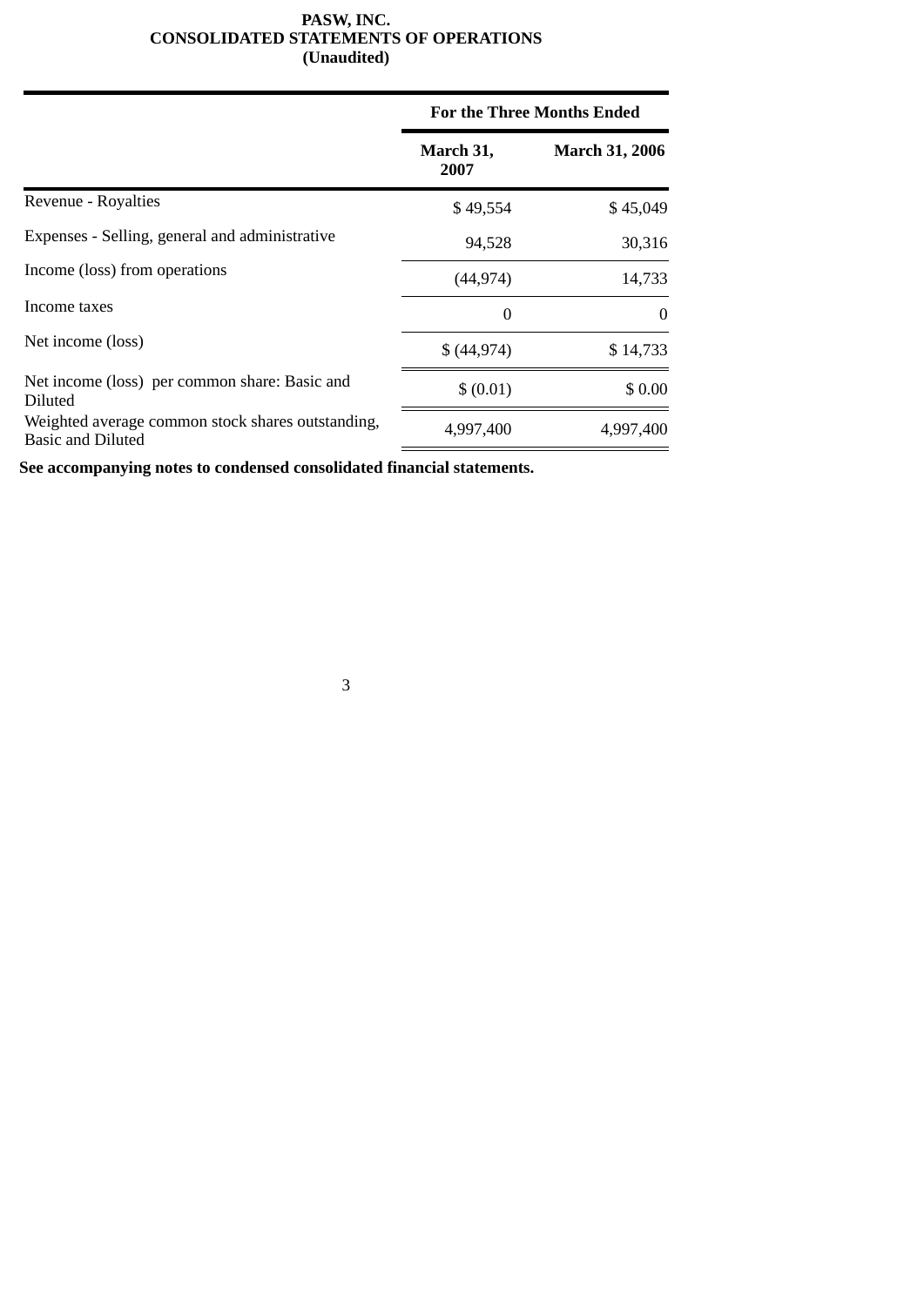**PASW, INC.**
**CONSOLIDATED STATEMENTS OF OPERATIONS**
**(Unaudited)**

| | For the Three Months Ended | |
|---|---|---|
| | March 31, 2007 | March 31, 2006 |
| Revenue - Royalties | $ 49,554 | $ 45,049 |
| Expenses - Selling, general and administrative | 94,528 | 30,316 |
| Income (loss) from operations | (44,974) | 14,733 |
| Income taxes | 0 | 0 |
| Net income (loss) | $ (44,974) | $ 14,733 |
| Net income (loss) per common share: Basic and Diluted | $ (0.01) | $ 0.00 |
| Weighted average common stock shares outstanding, Basic and Diluted | 4,997,400 | 4,997,400 |

**See accompanying notes to condensed consolidated financial statements.**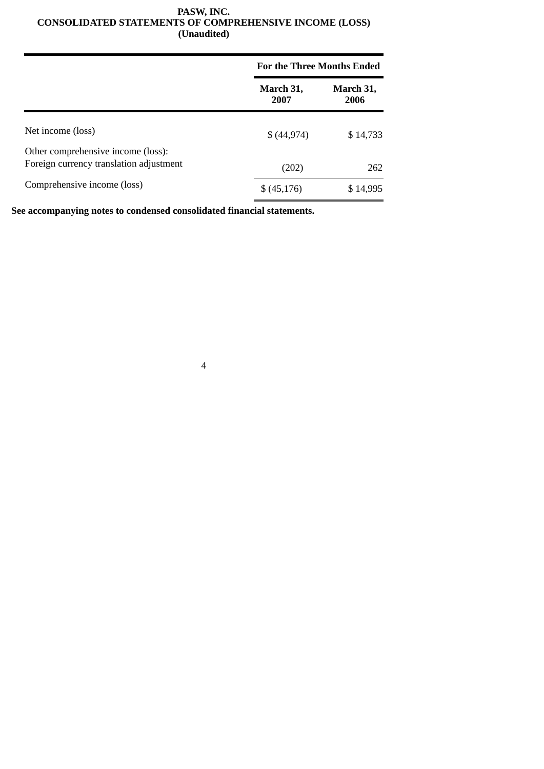**PASW, INC.**
**CONSOLIDATED STATEMENTS OF COMPREHENSIVE INCOME (LOSS)**
**(Unaudited)**

| | For the Three Months Ended | |
|---|---|---|
| | **March 31, 2007** | **March 31, 2006** |
| Net income (loss) | $ (44,974) | $ 14,733 |
| Other comprehensive income (loss): | | |
| Foreign currency translation adjustment | (202) | 262 |
| Comprehensive income (loss) | $ (45,176) | $ 14,995 |

**See accompanying notes to condensed consolidated financial statements.**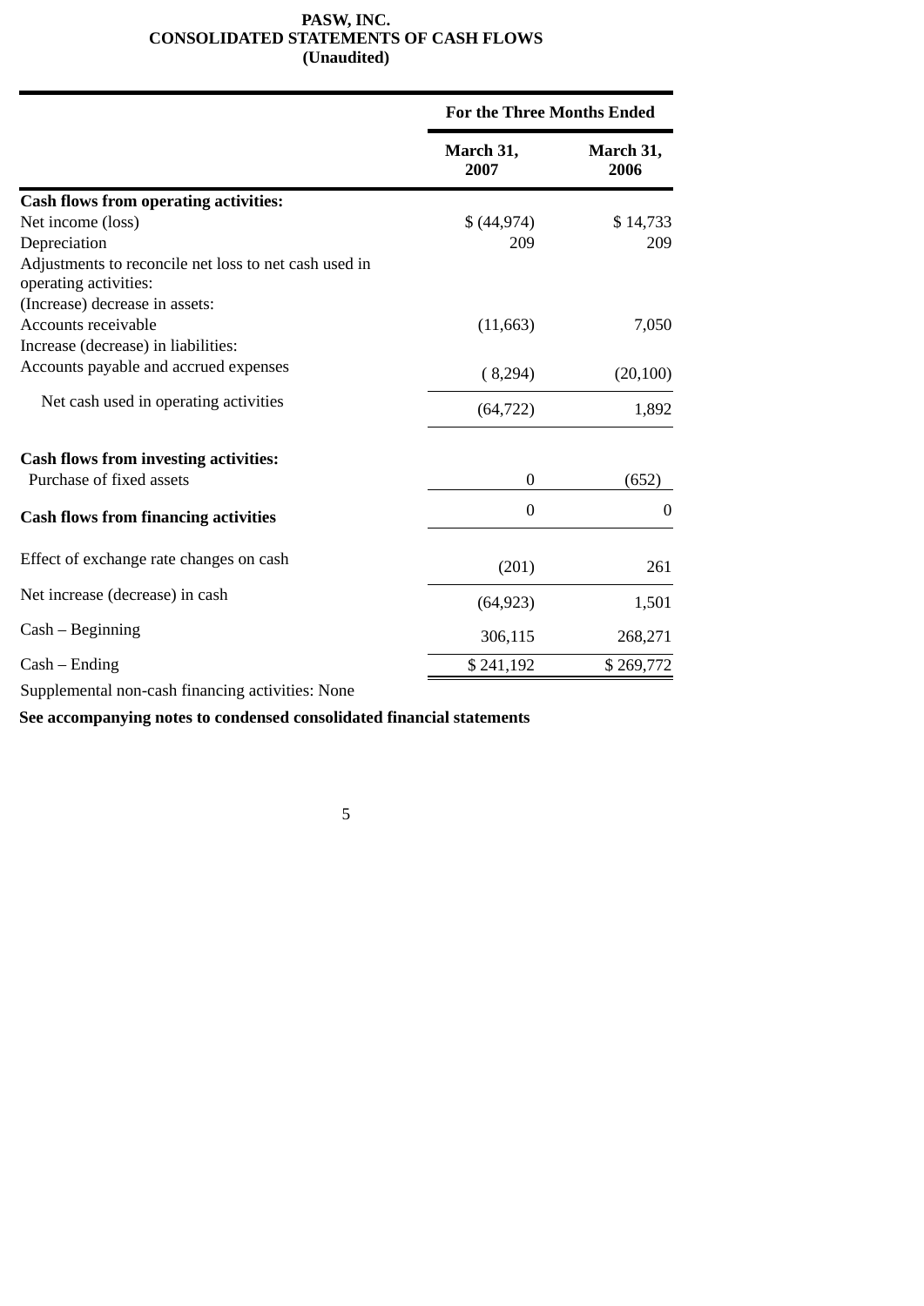**PASW, INC.**
**CONSOLIDATED STATEMENTS OF CASH FLOWS**
**(Unaudited)**

| | For the Three Months Ended | |
|---|---|---|
| | **March 31, 2007** | **March 31, 2006** |
| **Cash flows from operating activities:** | | |
| Net income (loss) | $ (44,974) | $ 14,733 |
| Depreciation | 209 | 209 |
| Adjustments to reconcile net loss to net cash used in operating activities: | | |
| (Increase) decrease in assets: | | |
| Accounts receivable | (11,663) | 7,050 |
| Increase (decrease) in liabilities: | | |
| Accounts payable and accrued expenses | ( 8,294) | (20,100) |
| Net cash used in operating activities | (64,722) | 1,892 |
| **Cash flows from investing activities:** | | |
| Purchase of fixed assets | 0 | (652) |
| **Cash flows from financing activities** | 0 | 0 |
| Effect of exchange rate changes on cash | (201) | 261 |
| Net increase (decrease) in cash | (64,923) | 1,501 |
| Cash – Beginning | 306,115 | 268,271 |
| Cash – Ending | $ 241,192 | $ 269,772 |

Supplemental non-cash financing activities: None

**See accompanying notes to condensed consolidated financial statements**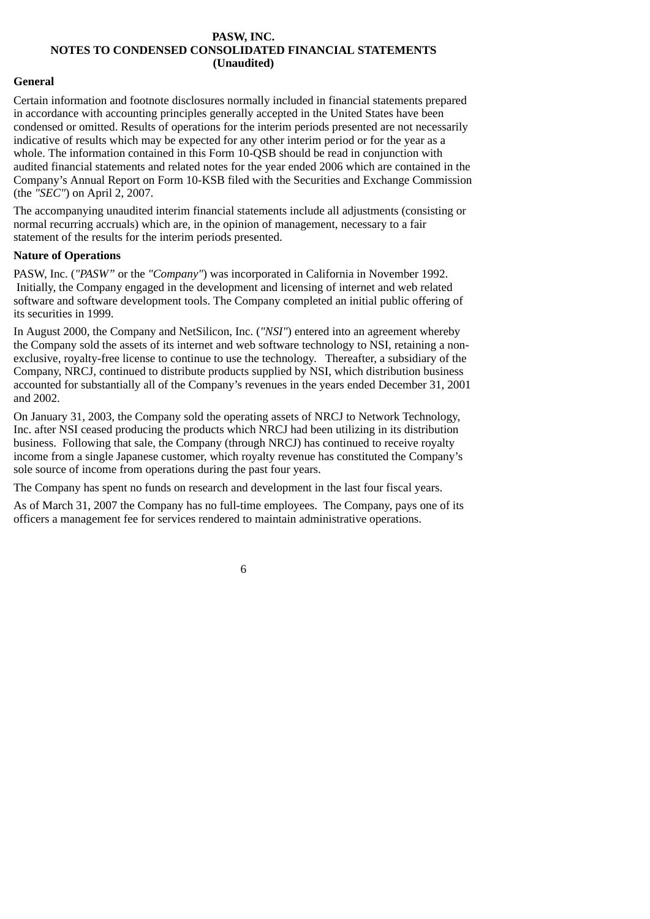**PASW, INC.**
**NOTES TO CONDENSED CONSOLIDATED FINANCIAL STATEMENTS**
**(Unaudited)**

**General**

Certain information and footnote disclosures normally included in financial statements prepared in accordance with accounting principles generally accepted in the United States have been condensed or omitted. Results of operations for the interim periods presented are not necessarily indicative of results which may be expected for any other interim period or for the year as a whole. The information contained in this Form 10-QSB should be read in conjunction with audited financial statements and related notes for the year ended 2006 which are contained in the Company's Annual Report on Form 10-KSB filed with the Securities and Exchange Commission (the *"SEC"*) on April 2, 2007.

The accompanying unaudited interim financial statements include all adjustments (consisting or normal recurring accruals) which are, in the opinion of management, necessary to a fair statement of the results for the interim periods presented.

**Nature of Operations**

PASW, Inc. (*"PASW"* or the *"Company"*) was incorporated in California in November 1992. Initially, the Company engaged in the development and licensing of internet and web related software and software development tools. The Company completed an initial public offering of its securities in 1999.

In August 2000, the Company and NetSilicon, Inc. (*"NSI"*) entered into an agreement whereby the Company sold the assets of its internet and web software technology to NSI, retaining a non-exclusive, royalty-free license to continue to use the technology. Thereafter, a subsidiary of the Company, NRCJ, continued to distribute products supplied by NSI, which distribution business accounted for substantially all of the Company's revenues in the years ended December 31, 2001 and 2002.

On January 31, 2003, the Company sold the operating assets of NRCJ to Network Technology, Inc. after NSI ceased producing the products which NRCJ had been utilizing in its distribution business. Following that sale, the Company (through NRCJ) has continued to receive royalty income from a single Japanese customer, which royalty revenue has constituted the Company's sole source of income from operations during the past four years.

The Company has spent no funds on research and development in the last four fiscal years.

As of March 31, 2007 the Company has no full-time employees. The Company, pays one of its officers a management fee for services rendered to maintain administrative operations.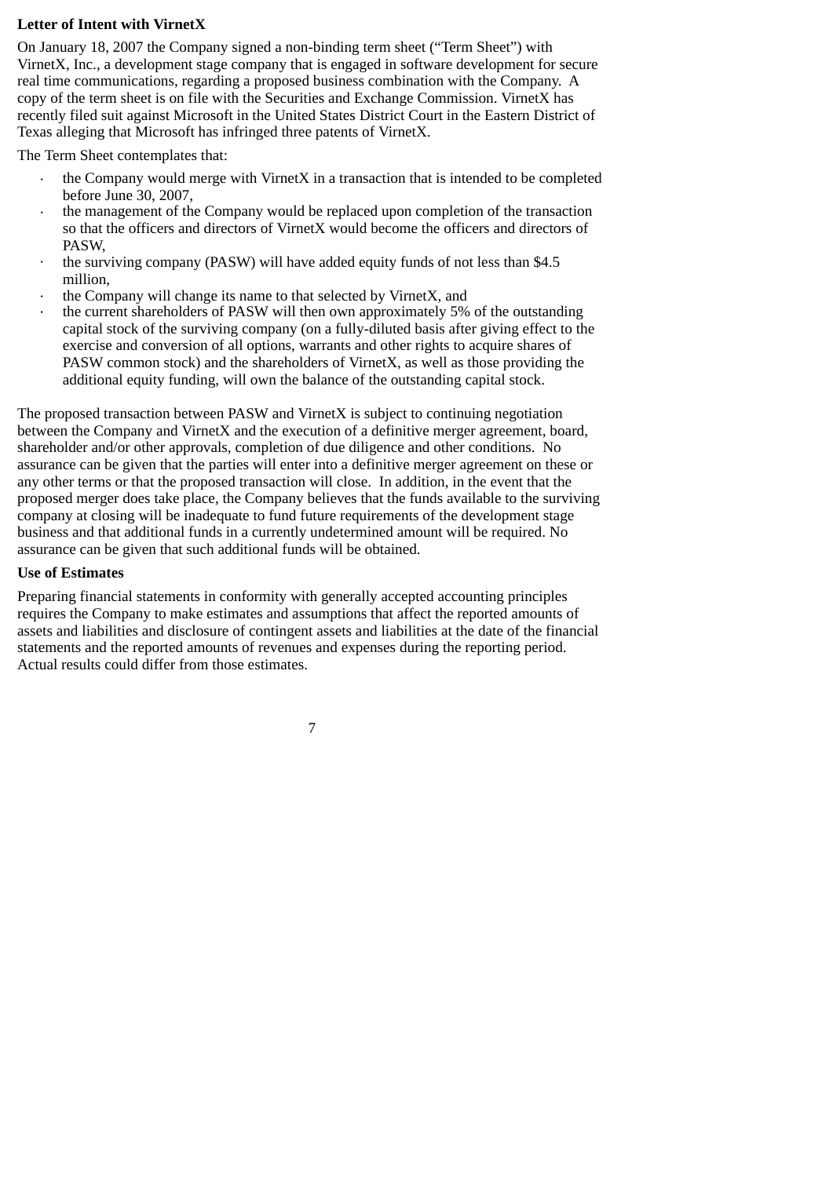**Letter of Intent with VirnetX**

On January 18, 2007 the Company signed a non-binding term sheet ("Term Sheet") with VirnetX, Inc., a development stage company that is engaged in software development for secure real time communications, regarding a proposed business combination with the Company. A copy of the term sheet is on file with the Securities and Exchange Commission. VirnetX has recently filed suit against Microsoft in the United States District Court in the Eastern District of Texas alleging that Microsoft has infringed three patents of VirnetX.

The Term Sheet contemplates that:

- the Company would merge with VirnetX in a transaction that is intended to be completed before June 30, 2007,
- the management of the Company would be replaced upon completion of the transaction so that the officers and directors of VirnetX would become the officers and directors of PASW,
- the surviving company (PASW) will have added equity funds of not less than $4.5 million,
- the Company will change its name to that selected by VirnetX, and
- the current shareholders of PASW will then own approximately 5% of the outstanding capital stock of the surviving company (on a fully-diluted basis after giving effect to the exercise and conversion of all options, warrants and other rights to acquire shares of PASW common stock) and the shareholders of VirnetX, as well as those providing the additional equity funding, will own the balance of the outstanding capital stock.

The proposed transaction between PASW and VirnetX is subject to continuing negotiation between the Company and VirnetX and the execution of a definitive merger agreement, board, shareholder and/or other approvals, completion of due diligence and other conditions. No assurance can be given that the parties will enter into a definitive merger agreement on these or any other terms or that the proposed transaction will close. In addition, in the event that the proposed merger does take place, the Company believes that the funds available to the surviving company at closing will be inadequate to fund future requirements of the development stage business and that additional funds in a currently undetermined amount will be required. No assurance can be given that such additional funds will be obtained.

**Use of Estimates**

Preparing financial statements in conformity with generally accepted accounting principles requires the Company to make estimates and assumptions that affect the reported amounts of assets and liabilities and disclosure of contingent assets and liabilities at the date of the financial statements and the reported amounts of revenues and expenses during the reporting period. Actual results could differ from those estimates.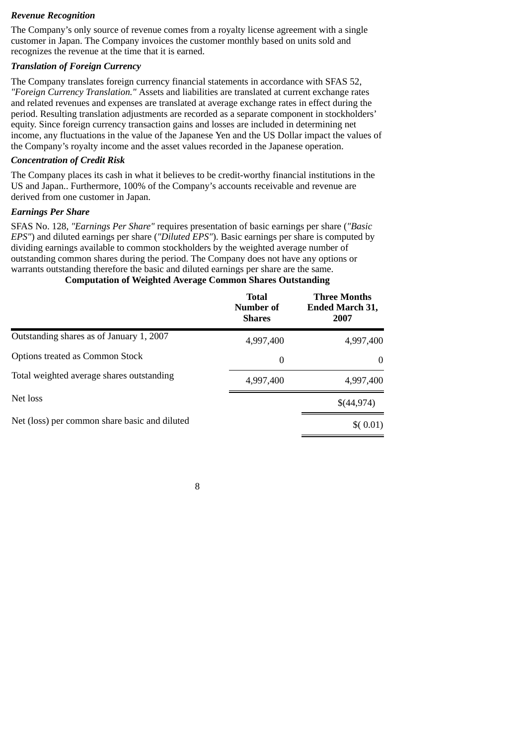***Revenue Recognition***

The Company's only source of revenue comes from a royalty license agreement with a single customer in Japan. The Company invoices the customer monthly based on units sold and recognizes the revenue at the time that it is earned.

***Translation of Foreign Currency***

The Company translates foreign currency financial statements in accordance with SFAS 52, *"Foreign Currency Translation."* Assets and liabilities are translated at current exchange rates and related revenues and expenses are translated at average exchange rates in effect during the period. Resulting translation adjustments are recorded as a separate component in stockholders' equity. Since foreign currency transaction gains and losses are included in determining net income, any fluctuations in the value of the Japanese Yen and the US Dollar impact the values of the Company's royalty income and the asset values recorded in the Japanese operation.

***Concentration of Credit Risk***

The Company places its cash in what it believes to be credit-worthy financial institutions in the US and Japan.. Furthermore, 100% of the Company's accounts receivable and revenue are derived from one customer in Japan.

***Earnings Per Share***

SFAS No. 128, *"Earnings Per Share"* requires presentation of basic earnings per share (*"Basic EPS"*) and diluted earnings per share (*"Diluted EPS"*). Basic earnings per share is computed by dividing earnings available to common stockholders by the weighted average number of outstanding common shares during the period. The Company does not have any options or warrants outstanding therefore the basic and diluted earnings per share are the same.

**Computation of Weighted Average Common Shares Outstanding**

| | **Total Number of Shares** | **Three Months Ended March 31, 2007** |
|---|---|---|
| Outstanding shares as of January 1, 2007 | 4,997,400 | 4,997,400 |
| Options treated as Common Stock | 0 | 0 |
| Total weighted average shares outstanding | 4,997,400 | 4,997,400 |
| Net loss | | $(44,974) |
| Net (loss) per common share basic and diluted | | $( 0.01) |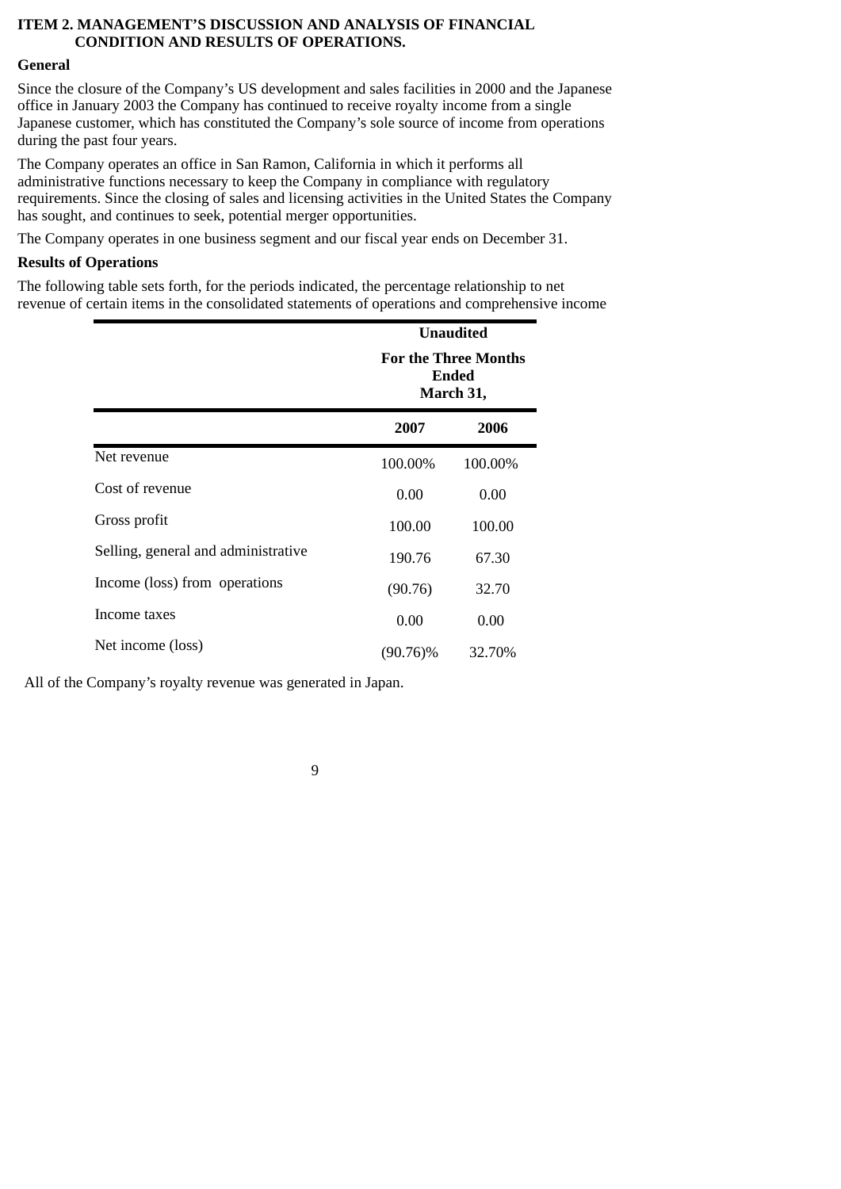## ITEM 2. MANAGEMENT'S DISCUSSION AND ANALYSIS OF FINANCIAL CONDITION AND RESULTS OF OPERATIONS.

**General**

Since the closure of the Company's US development and sales facilities in 2000 and the Japanese office in January 2003 the Company has continued to receive royalty income from a single Japanese customer, which has constituted the Company's sole source of income from operations during the past four years.

The Company operates an office in San Ramon, California in which it performs all administrative functions necessary to keep the Company in compliance with regulatory requirements. Since the closing of sales and licensing activities in the United States the Company has sought, and continues to seek, potential merger opportunities.

The Company operates in one business segment and our fiscal year ends on December 31.

**Results of Operations**

The following table sets forth, for the periods indicated, the percentage relationship to net revenue of certain items in the consolidated statements of operations and comprehensive income

| | Unaudited For the Three Months Ended March 31, | |
|---|---|---|
| | **2007** | **2006** |
| Net revenue | 100.00% | 100.00% |
| Cost of revenue | 0.00 | 0.00 |
| Gross profit | 100.00 | 100.00 |
| Selling, general and administrative | 190.76 | 67.30 |
| Income (loss) from operations | (90.76) | 32.70 |
| Income taxes | 0.00 | 0.00 |
| Net income (loss) | (90.76)% | 32.70% |

All of the Company's royalty revenue was generated in Japan.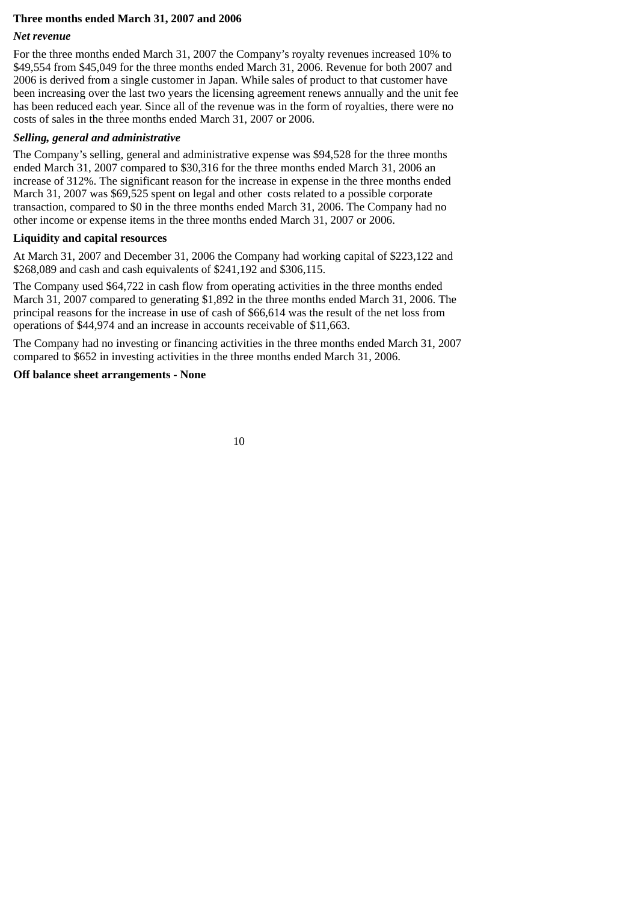**Three months ended March 31, 2007 and 2006**

***Net revenue***

For the three months ended March 31, 2007 the Company's royalty revenues increased 10% to $49,554 from $45,049 for the three months ended March 31, 2006. Revenue for both 2007 and 2006 is derived from a single customer in Japan. While sales of product to that customer have been increasing over the last two years the licensing agreement renews annually and the unit fee has been reduced each year. Since all of the revenue was in the form of royalties, there were no costs of sales in the three months ended March 31, 2007 or 2006.

***Selling, general and administrative***

The Company's selling, general and administrative expense was $94,528 for the three months ended March 31, 2007 compared to $30,316 for the three months ended March 31, 2006 an increase of 312%. The significant reason for the increase in expense in the three months ended March 31, 2007 was $69,525 spent on legal and other costs related to a possible corporate transaction, compared to $0 in the three months ended March 31, 2006. The Company had no other income or expense items in the three months ended March 31, 2007 or 2006.

**Liquidity and capital resources**

At March 31, 2007 and December 31, 2006 the Company had working capital of $223,122 and $268,089 and cash and cash equivalents of $241,192 and $306,115.

The Company used $64,722 in cash flow from operating activities in the three months ended March 31, 2007 compared to generating $1,892 in the three months ended March 31, 2006. The principal reasons for the increase in use of cash of $66,614 was the result of the net loss from operations of $44,974 and an increase in accounts receivable of $11,663.

The Company had no investing or financing activities in the three months ended March 31, 2007 compared to $652 in investing activities in the three months ended March 31, 2006.

**Off balance sheet arrangements - None**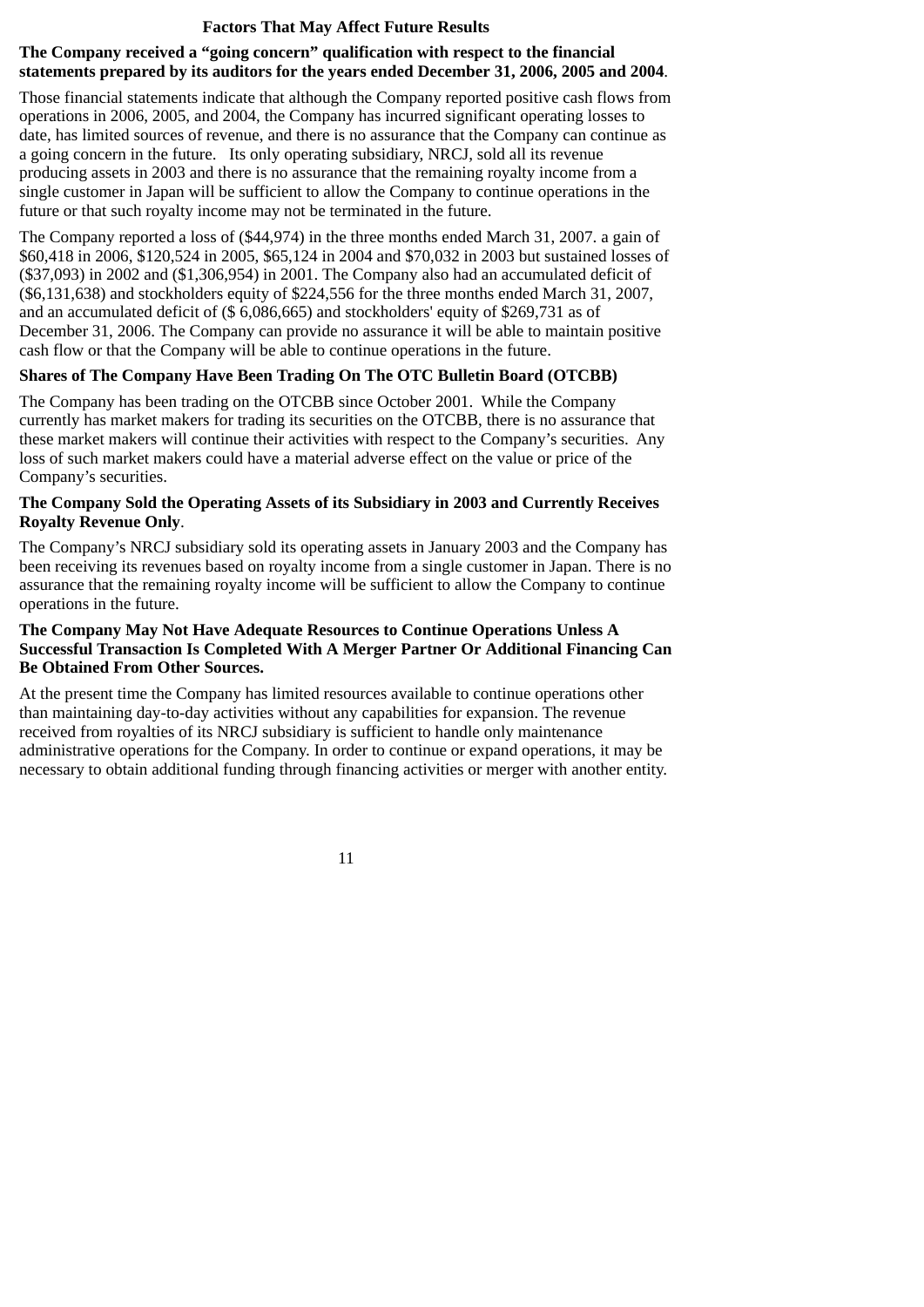## Factors That May Affect Future Results

**The Company received a "going concern" qualification with respect to the financial statements prepared by its auditors for the years ended December 31, 2006, 2005 and 2004**.

Those financial statements indicate that although the Company reported positive cash flows from operations in 2006, 2005, and 2004, the Company has incurred significant operating losses to date, has limited sources of revenue, and there is no assurance that the Company can continue as a going concern in the future. Its only operating subsidiary, NRCJ, sold all its revenue producing assets in 2003 and there is no assurance that the remaining royalty income from a single customer in Japan will be sufficient to allow the Company to continue operations in the future or that such royalty income may not be terminated in the future.

The Company reported a loss of ($44,974) in the three months ended March 31, 2007. a gain of $60,418 in 2006, $120,524 in 2005, $65,124 in 2004 and $70,032 in 2003 but sustained losses of ($37,093) in 2002 and ($1,306,954) in 2001. The Company also had an accumulated deficit of ($6,131,638) and stockholders equity of $224,556 for the three months ended March 31, 2007, and an accumulated deficit of ($ 6,086,665) and stockholders' equity of $269,731 as of December 31, 2006. The Company can provide no assurance it will be able to maintain positive cash flow or that the Company will be able to continue operations in the future.

**Shares of The Company Have Been Trading On The OTC Bulletin Board (OTCBB)**

The Company has been trading on the OTCBB since October 2001. While the Company currently has market makers for trading its securities on the OTCBB, there is no assurance that these market makers will continue their activities with respect to the Company's securities. Any loss of such market makers could have a material adverse effect on the value or price of the Company's securities.

**The Company Sold the Operating Assets of its Subsidiary in 2003 and Currently Receives Royalty Revenue Only**.

The Company's NRCJ subsidiary sold its operating assets in January 2003 and the Company has been receiving its revenues based on royalty income from a single customer in Japan. There is no assurance that the remaining royalty income will be sufficient to allow the Company to continue operations in the future.

**The Company May Not Have Adequate Resources to Continue Operations Unless A Successful Transaction Is Completed With A Merger Partner Or Additional Financing Can Be Obtained From Other Sources.**

At the present time the Company has limited resources available to continue operations other than maintaining day-to-day activities without any capabilities for expansion. The revenue received from royalties of its NRCJ subsidiary is sufficient to handle only maintenance administrative operations for the Company. In order to continue or expand operations, it may be necessary to obtain additional funding through financing activities or merger with another entity.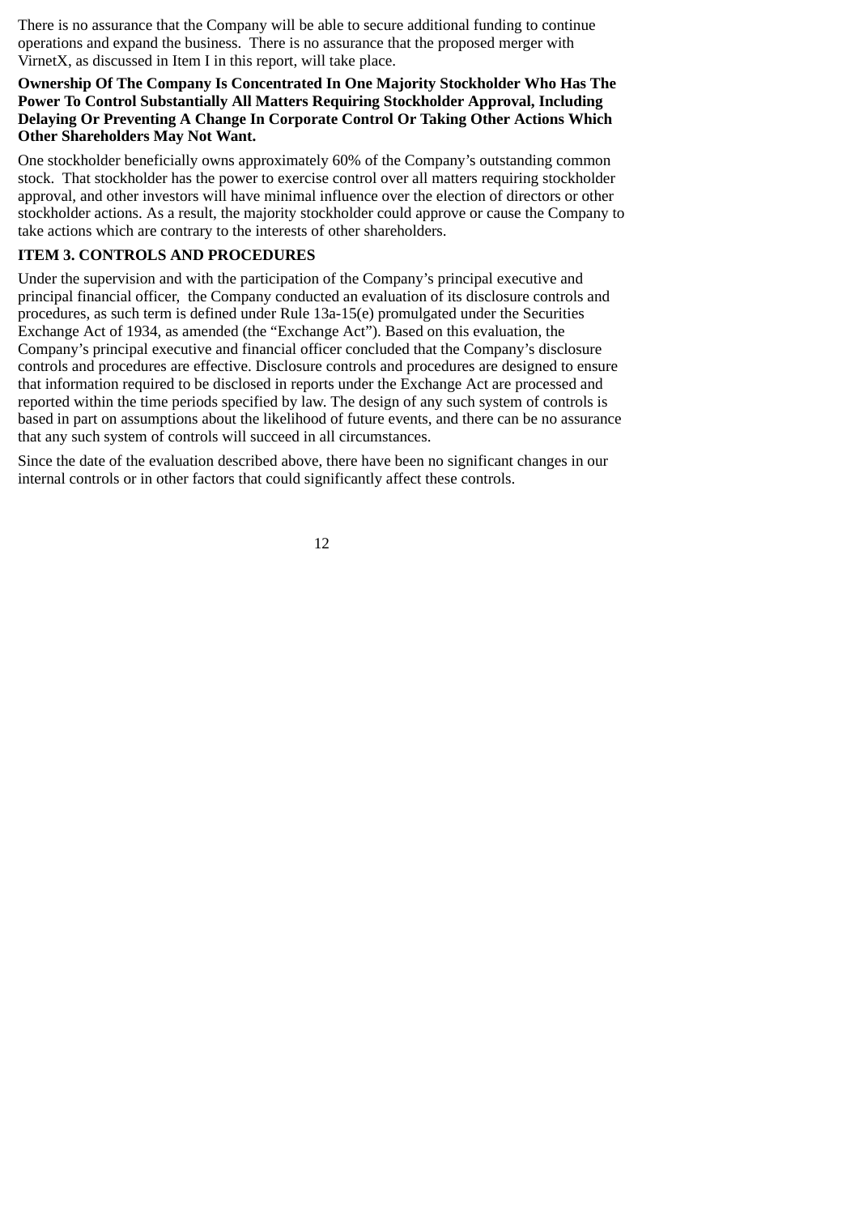There is no assurance that the Company will be able to secure additional funding to continue operations and expand the business. There is no assurance that the proposed merger with VirnetX, as discussed in Item I in this report, will take place.

**Ownership Of The Company Is Concentrated In One Majority Stockholder Who Has The Power To Control Substantially All Matters Requiring Stockholder Approval, Including Delaying Or Preventing A Change In Corporate Control Or Taking Other Actions Which Other Shareholders May Not Want.**

One stockholder beneficially owns approximately 60% of the Company's outstanding common stock. That stockholder has the power to exercise control over all matters requiring stockholder approval, and other investors will have minimal influence over the election of directors or other stockholder actions. As a result, the majority stockholder could approve or cause the Company to take actions which are contrary to the interests of other shareholders.

## ITEM 3. CONTROLS AND PROCEDURES

Under the supervision and with the participation of the Company's principal executive and principal financial officer, the Company conducted an evaluation of its disclosure controls and procedures, as such term is defined under Rule 13a-15(e) promulgated under the Securities Exchange Act of 1934, as amended (the "Exchange Act"). Based on this evaluation, the Company's principal executive and financial officer concluded that the Company's disclosure controls and procedures are effective. Disclosure controls and procedures are designed to ensure that information required to be disclosed in reports under the Exchange Act are processed and reported within the time periods specified by law. The design of any such system of controls is based in part on assumptions about the likelihood of future events, and there can be no assurance that any such system of controls will succeed in all circumstances.

Since the date of the evaluation described above, there have been no significant changes in our internal controls or in other factors that could significantly affect these controls.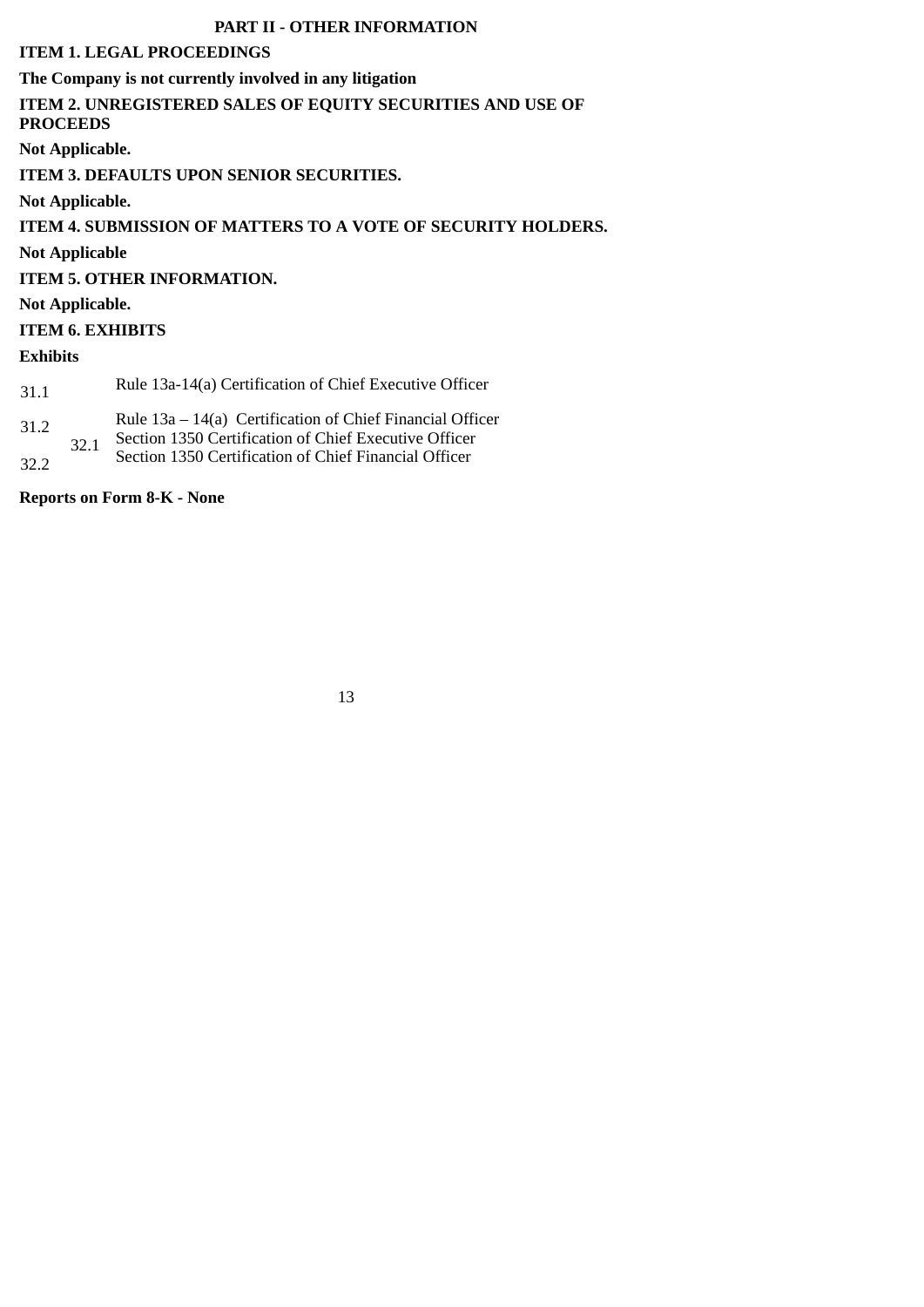## PART II - OTHER INFORMATION

**ITEM 1. LEGAL PROCEEDINGS**

**The Company is not currently involved in any litigation**

**ITEM 2. UNREGISTERED SALES OF EQUITY SECURITIES AND USE OF PROCEEDS**

**Not Applicable.**

**ITEM 3. DEFAULTS UPON SENIOR SECURITIES.**

**Not Applicable.**

**ITEM 4. SUBMISSION OF MATTERS TO A VOTE OF SECURITY HOLDERS.**

**Not Applicable**

**ITEM 5. OTHER INFORMATION.**

**Not Applicable.**

**ITEM 6. EXHIBITS**

**Exhibits**

| | |
|---|---|
| 31.1 | Rule 13a-14(a) Certification of Chief Executive Officer |
| 31.2 | Rule 13a – 14(a) Certification of Chief Financial Officer |
| 32.1 | Section 1350 Certification of Chief Executive Officer |
| 32.2 | Section 1350 Certification of Chief Financial Officer |

**Reports on Form 8-K - None**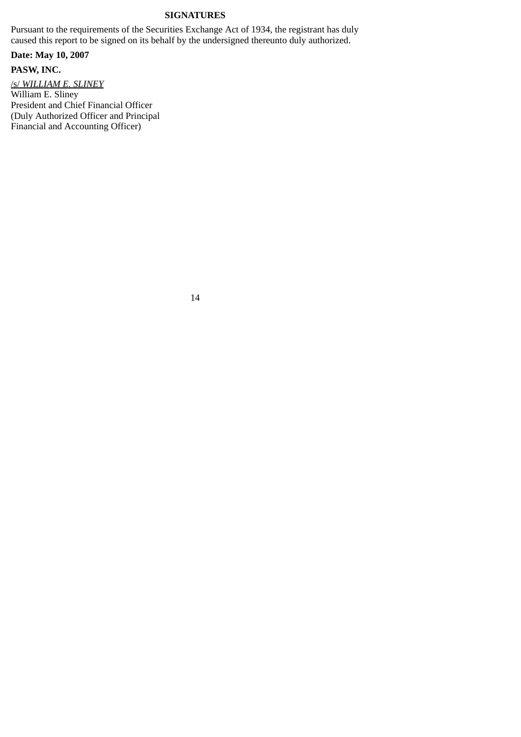## SIGNATURES

Pursuant to the requirements of the Securities Exchange Act of 1934, the registrant has duly caused this report to be signed on its behalf by the undersigned thereunto duly authorized.

**Date: May 10, 2007**

**PASW, INC.**

/s/ *WILLIAM E. SLINEY*
William E. Sliney
President and Chief Financial Officer
(Duly Authorized Officer and Principal
Financial and Accounting Officer)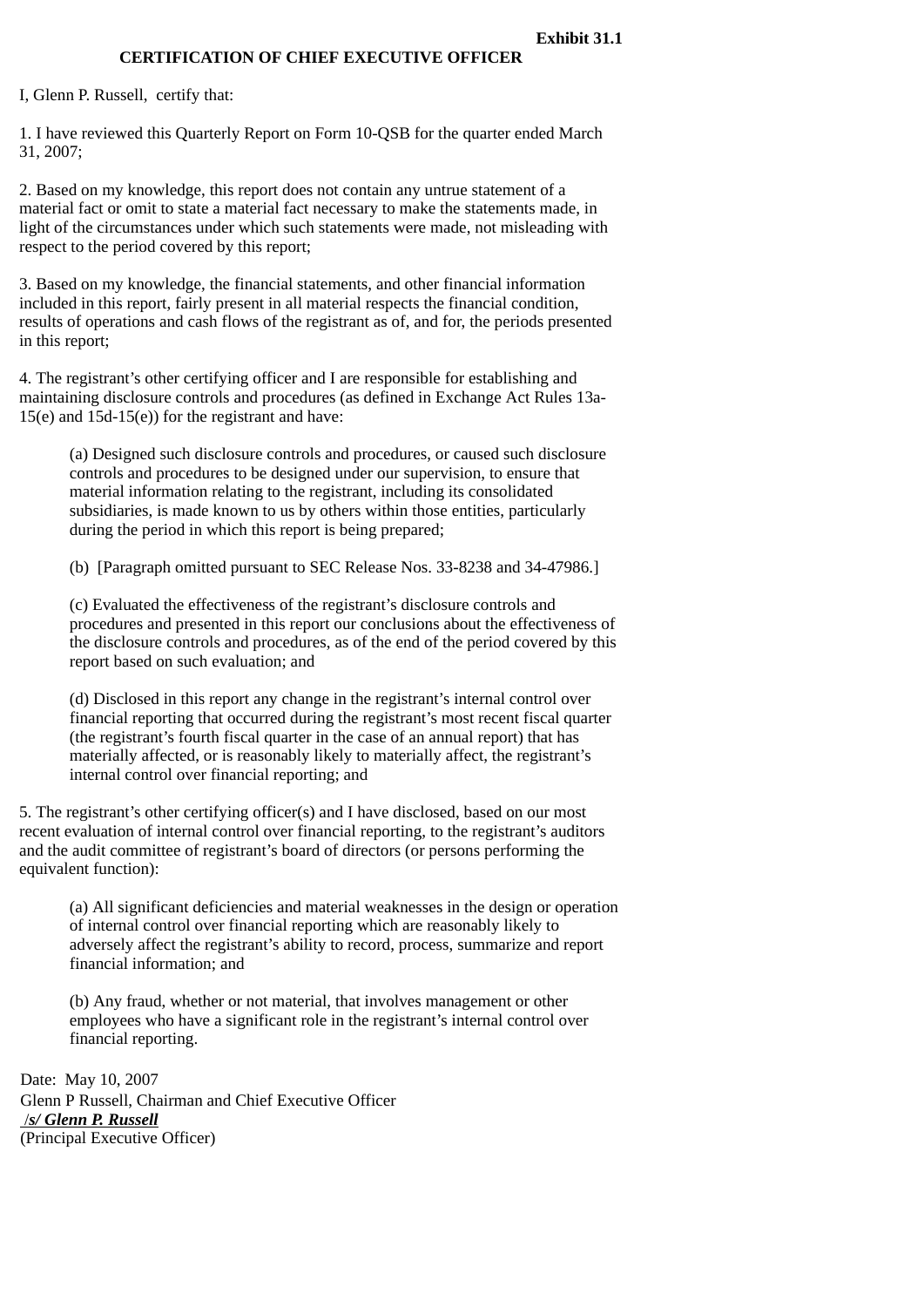**Exhibit 31.1**

**CERTIFICATION OF CHIEF EXECUTIVE OFFICER**

I, Glenn P. Russell, certify that:

1. I have reviewed this Quarterly Report on Form 10-QSB for the quarter ended March 31, 2007;

2. Based on my knowledge, this report does not contain any untrue statement of a material fact or omit to state a material fact necessary to make the statements made, in light of the circumstances under which such statements were made, not misleading with respect to the period covered by this report;

3. Based on my knowledge, the financial statements, and other financial information included in this report, fairly present in all material respects the financial condition, results of operations and cash flows of the registrant as of, and for, the periods presented in this report;

4. The registrant's other certifying officer and I are responsible for establishing and maintaining disclosure controls and procedures (as defined in Exchange Act Rules 13a-15(e) and 15d-15(e)) for the registrant and have:

(a) Designed such disclosure controls and procedures, or caused such disclosure controls and procedures to be designed under our supervision, to ensure that material information relating to the registrant, including its consolidated subsidiaries, is made known to us by others within those entities, particularly during the period in which this report is being prepared;

(b) [Paragraph omitted pursuant to SEC Release Nos. 33-8238 and 34-47986.]

(c) Evaluated the effectiveness of the registrant's disclosure controls and procedures and presented in this report our conclusions about the effectiveness of the disclosure controls and procedures, as of the end of the period covered by this report based on such evaluation; and

(d) Disclosed in this report any change in the registrant's internal control over financial reporting that occurred during the registrant's most recent fiscal quarter (the registrant's fourth fiscal quarter in the case of an annual report) that has materially affected, or is reasonably likely to materially affect, the registrant's internal control over financial reporting; and

5. The registrant's other certifying officer(s) and I have disclosed, based on our most recent evaluation of internal control over financial reporting, to the registrant's auditors and the audit committee of registrant's board of directors (or persons performing the equivalent function):

(a) All significant deficiencies and material weaknesses in the design or operation of internal control over financial reporting which are reasonably likely to adversely affect the registrant's ability to record, process, summarize and report financial information; and

(b) Any fraud, whether or not material, that involves management or other employees who have a significant role in the registrant's internal control over financial reporting.

Date: May 10, 2007
Glenn P Russell, Chairman and Chief Executive Officer
/s/ ***Glenn P. Russell***
(Principal Executive Officer)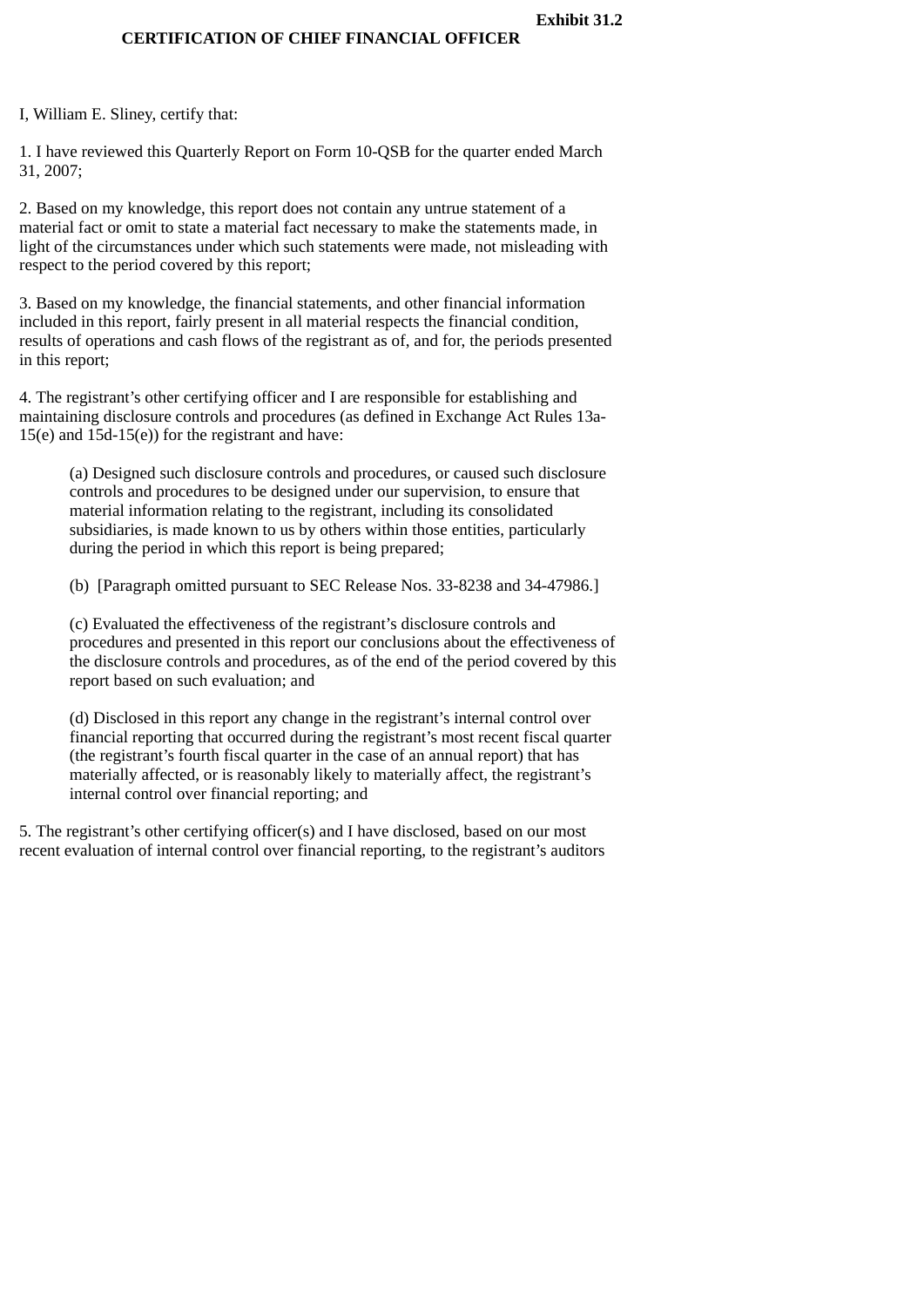**Exhibit 31.2**

**CERTIFICATION OF CHIEF FINANCIAL OFFICER**

I, William E. Sliney, certify that:

1. I have reviewed this Quarterly Report on Form 10-QSB for the quarter ended March 31, 2007;

2. Based on my knowledge, this report does not contain any untrue statement of a material fact or omit to state a material fact necessary to make the statements made, in light of the circumstances under which such statements were made, not misleading with respect to the period covered by this report;

3. Based on my knowledge, the financial statements, and other financial information included in this report, fairly present in all material respects the financial condition, results of operations and cash flows of the registrant as of, and for, the periods presented in this report;

4. The registrant's other certifying officer and I are responsible for establishing and maintaining disclosure controls and procedures (as defined in Exchange Act Rules 13a-15(e) and 15d-15(e)) for the registrant and have:

> (a) Designed such disclosure controls and procedures, or caused such disclosure controls and procedures to be designed under our supervision, to ensure that material information relating to the registrant, including its consolidated subsidiaries, is made known to us by others within those entities, particularly during the period in which this report is being prepared;
>
> (b) [Paragraph omitted pursuant to SEC Release Nos. 33-8238 and 34-47986.]
>
> (c) Evaluated the effectiveness of the registrant's disclosure controls and procedures and presented in this report our conclusions about the effectiveness of the disclosure controls and procedures, as of the end of the period covered by this report based on such evaluation; and
>
> (d) Disclosed in this report any change in the registrant's internal control over financial reporting that occurred during the registrant's most recent fiscal quarter (the registrant's fourth fiscal quarter in the case of an annual report) that has materially affected, or is reasonably likely to materially affect, the registrant's internal control over financial reporting; and

5. The registrant's other certifying officer(s) and I have disclosed, based on our most recent evaluation of internal control over financial reporting, to the registrant's auditors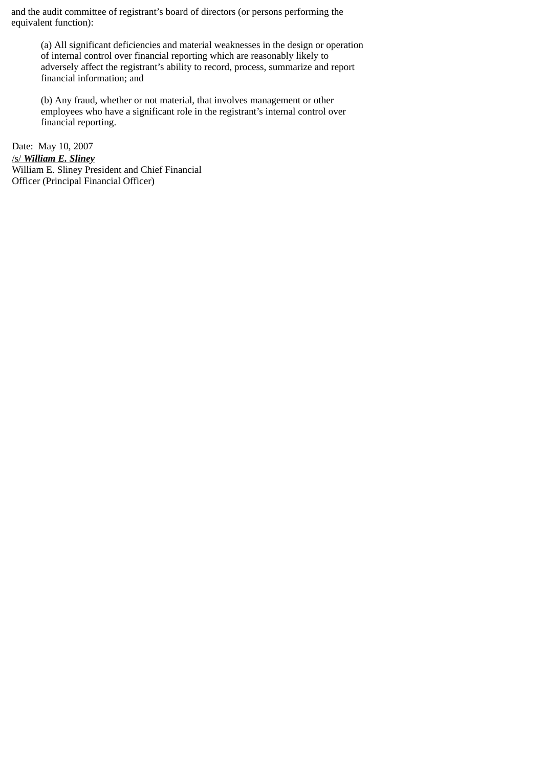and the audit committee of registrant's board of directors (or persons performing the equivalent function):

> (a) All significant deficiencies and material weaknesses in the design or operation of internal control over financial reporting which are reasonably likely to adversely affect the registrant's ability to record, process, summarize and report financial information; and
>
> (b) Any fraud, whether or not material, that involves management or other employees who have a significant role in the registrant's internal control over financial reporting.

Date: May 10, 2007

/s/ ***William E. Sliney***

William E. Sliney President and Chief Financial Officer (Principal Financial Officer)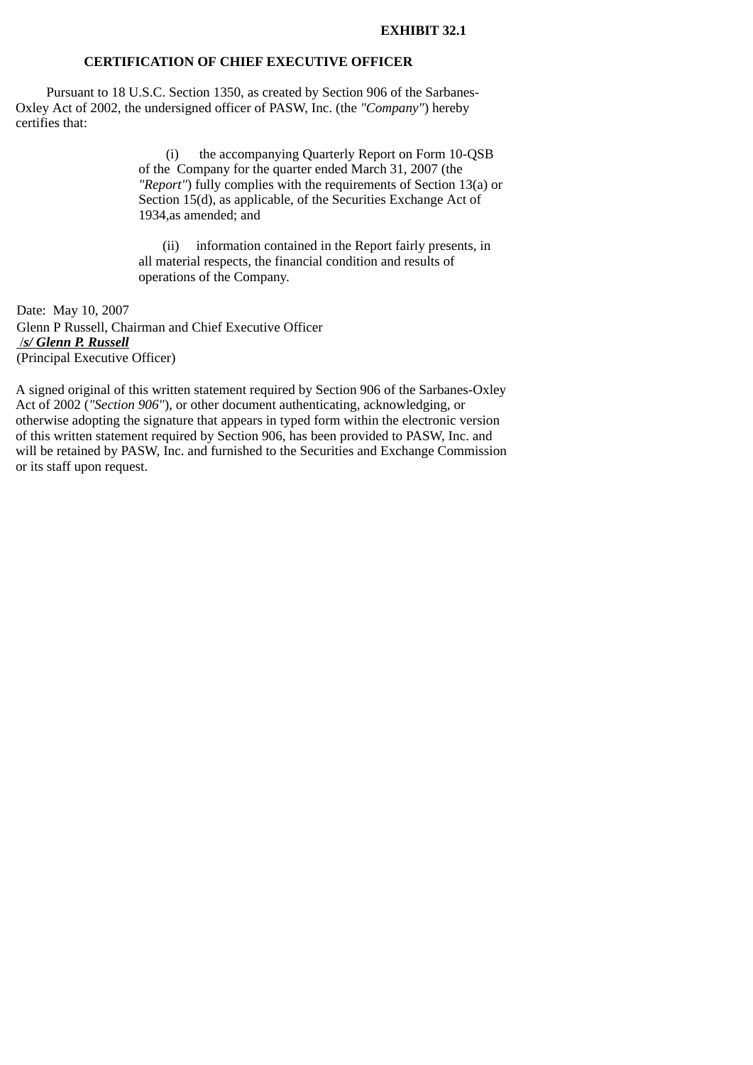**EXHIBIT 32.1**

**CERTIFICATION OF CHIEF EXECUTIVE OFFICER**

Pursuant to 18 U.S.C. Section 1350, as created by Section 906 of the Sarbanes-Oxley Act of 2002, the undersigned officer of PASW, Inc. (the *"Company"*) hereby certifies that:

(i) the accompanying Quarterly Report on Form 10-QSB of the Company for the quarter ended March 31, 2007 (the *"Report"*) fully complies with the requirements of Section 13(a) or Section 15(d), as applicable, of the Securities Exchange Act of 1934,as amended; and

(ii) information contained in the Report fairly presents, in all material respects, the financial condition and results of operations of the Company.

Date: May 10, 2007
Glenn P Russell, Chairman and Chief Executive Officer
/***s/ Glenn P. Russell***
(Principal Executive Officer)

A signed original of this written statement required by Section 906 of the Sarbanes-Oxley Act of 2002 (*"Section 906"*), or other document authenticating, acknowledging, or otherwise adopting the signature that appears in typed form within the electronic version of this written statement required by Section 906, has been provided to PASW, Inc. and will be retained by PASW, Inc. and furnished to the Securities and Exchange Commission or its staff upon request.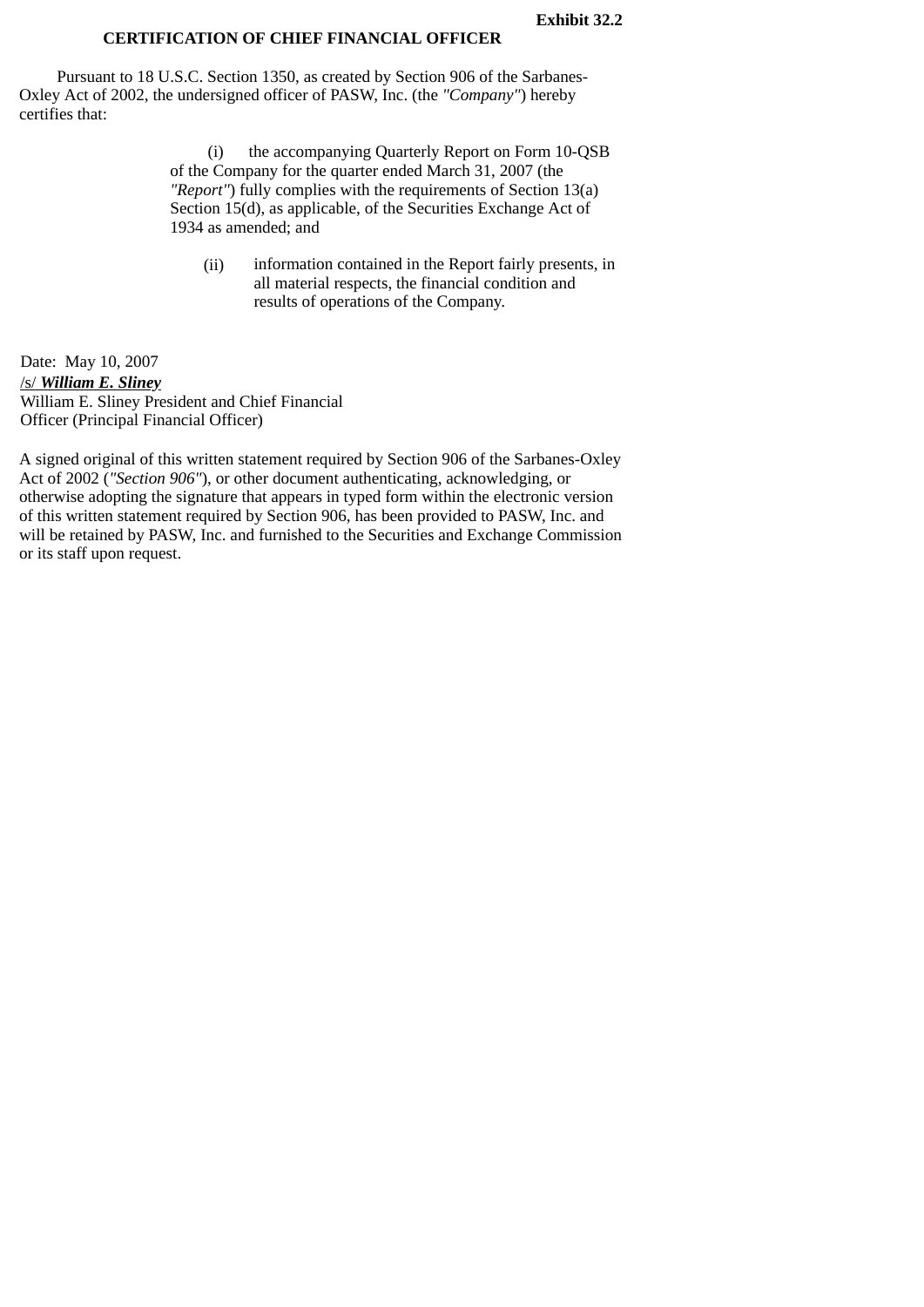**Exhibit 32.2**

**CERTIFICATION OF CHIEF FINANCIAL OFFICER**

Pursuant to 18 U.S.C. Section 1350, as created by Section 906 of the Sarbanes-Oxley Act of 2002, the undersigned officer of PASW, Inc. (the *"Company"*) hereby certifies that:

(i) the accompanying Quarterly Report on Form 10-QSB of the Company for the quarter ended March 31, 2007 (the *"Report"*) fully complies with the requirements of Section 13(a) Section 15(d), as applicable, of the Securities Exchange Act of 1934 as amended; and

(ii) information contained in the Report fairly presents, in all material respects, the financial condition and results of operations of the Company.

Date: May 10, 2007

/s/ ***William E. Sliney***

William E. Sliney President and Chief Financial Officer (Principal Financial Officer)

A signed original of this written statement required by Section 906 of the Sarbanes-Oxley Act of 2002 (*"Section 906"*), or other document authenticating, acknowledging, or otherwise adopting the signature that appears in typed form within the electronic version of this written statement required by Section 906, has been provided to PASW, Inc. and will be retained by PASW, Inc. and furnished to the Securities and Exchange Commission or its staff upon request.